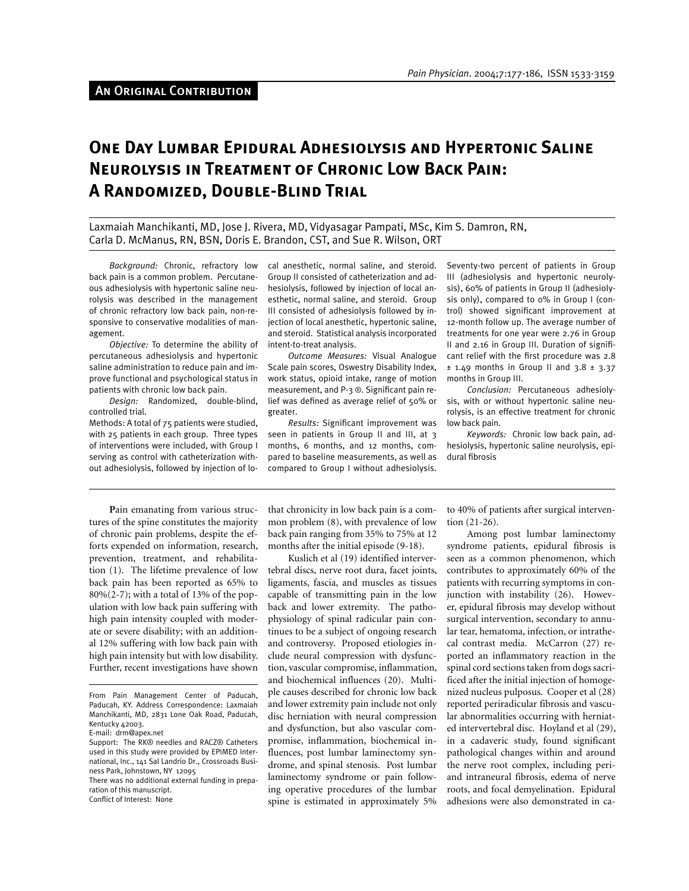An Original Contribution

# One Day Lumbar Epidural Adhesiolysis and Hypertonic Saline Neurolysis in Treatment of Chronic Low Back Pain: A Randomized, Double-Blind Trial

Laxmaiah Manchikanti, MD, Jose J. Rivera, MD, Vidyasagar Pampati, MSc, Kim S. Damron, RN, Carla D. McManus, RN, BSN, Doris E. Brandon, CST, and Sue R. Wilson, ORT

*Background:* Chronic, refractory low back pain is a common problem. Percutaneous adhesiolysis with hypertonic saline neurolysis was described in the management of chronic refractory low back pain, non-responsive to conservative modalities of management.

*Objective:* To determine the ability of percutaneous adhesiolysis and hypertonic saline administration to reduce pain and improve functional and psychological status in patients with chronic low back pain.

*Design:* Randomized, double-blind, controlled trial.

Methods: A total of 75 patients were studied, with 25 patients in each group. Three types of interventions were included, with Group I serving as control with catheterization without adhesiolysis, followed by injection of local anesthetic, normal saline, and steroid. Group II consisted of catheterization and adhesiolysis, followed by injection of local anesthetic, normal saline, and steroid. Group III consisted of adhesiolysis followed by injection of local anesthetic, hypertonic saline, and steroid. Statistical analysis incorporated intent-to-treat analysis.

*Outcome Measures:* Visual Analogue Scale pain scores, Oswestry Disability Index, work status, opioid intake, range of motion measurement, and P-3 ®. Significant pain relief was defined as average relief of 50% or greater.

*Results:* Significant improvement was seen in patients in Group II and III, at 3 months, 6 months, and 12 months, compared to baseline measurements, as well as compared to Group I without adhesiolysis. Seventy-two percent of patients in Group III (adhesiolysis and hypertonic neurolysis), 60% of patients in Group II (adhesiolysis only), compared to 0% in Group I (control) showed significant improvement at 12-month follow up. The average number of treatments for one year were 2.76 in Group II and 2.16 in Group III. Duration of significant relief with the first procedure was 2.8 ± 1.49 months in Group II and 3.8 ± 3.37 months in Group III.

*Conclusion:* Percutaneous adhesiolysis, with or without hypertonic saline neurolysis, is an effective treatment for chronic low back pain.

*Keywords:* Chronic low back pain, adhesiolysis, hypertonic saline neurolysis, epidural fibrosis

**P**ain emanating from various structures of the spine constitutes the majority of chronic pain problems, despite the efforts expended on information, research, prevention, treatment, and rehabilitation (1). The lifetime prevalence of low back pain has been reported as 65% to 80%(2-7); with a total of 13% of the population with low back pain suffering with high pain intensity coupled with moderate or severe disability; with an additional 12% suffering with low back pain with high pain intensity but with low disability. Further, recent investigations have shown that chronicity in low back pain is a common problem (8), with prevalence of low back pain ranging from 35% to 75% at 12 months after the initial episode (9-18).

Kuslich et al (19) identified intervertebral discs, nerve root dura, facet joints, ligaments, fascia, and muscles as tissues capable of transmitting pain in the low back and lower extremity. The pathophysiology of spinal radicular pain continues to be a subject of ongoing research and controversy. Proposed etiologies include neural compression with dysfunction, vascular compromise, inflammation, and biochemical influences (20). Multiple causes described for chronic low back and lower extremity pain include not only disc herniation with neural compression and dysfunction, but also vascular compromise, inflammation, biochemical influences, post lumbar laminectomy syndrome, and spinal stenosis. Post lumbar laminectomy syndrome or pain following operative procedures of the lumbar spine is estimated in approximately 5% to 40% of patients after surgical intervention (21-26).

Among post lumbar laminectomy syndrome patients, epidural fibrosis is seen as a common phenomenon, which contributes to approximately 60% of the patients with recurring symptoms in conjunction with instability (26). However, epidural fibrosis may develop without surgical intervention, secondary to annular tear, hematoma, infection, or intrathecal contrast media. McCarron (27) reported an inflammatory reaction in the spinal cord sections taken from dogs sacrificed after the initial injection of homogenized nucleus pulposus. Cooper et al (28) reported periradicular fibrosis and vascular abnormalities occurring with herniated intervertebral disc. Hoyland et al (29), in a cadaveric study, found significant pathological changes within and around the nerve root complex, including peri- and intraneural fibrosis, edema of nerve roots, and focal demyelination. Epidural adhesions were also demonstrated in ca-

From Pain Management Center of Paducah, Paducah, KY. Address Correspondence: Laxmaiah Manchikanti, MD, 2831 Lone Oak Road, Paducah, Kentucky 42003.
E-mail: drm@apex.net
Support: The RK® needles and RACZ® Catheters used in this study were provided by EPIMED International, Inc., 141 Sal Landrio Dr., Crossroads Business Park, Johnstown, NY 12095
There was no additional external funding in preparation of this manuscript.
Conflict of Interest: None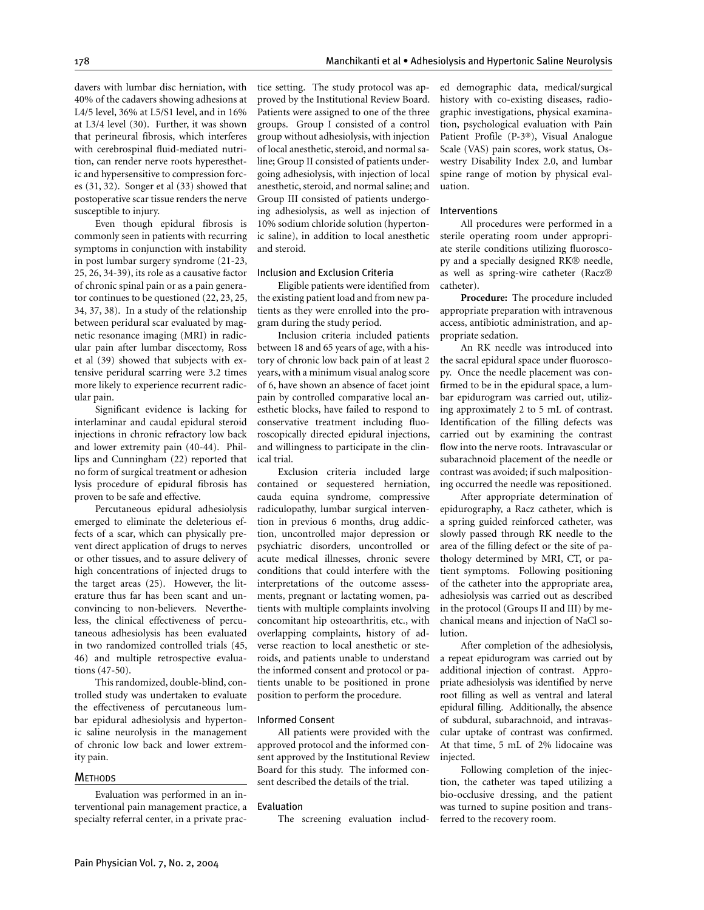davers with lumbar disc herniation, with 40% of the cadavers showing adhesions at L4/5 level, 36% at L5/S1 level, and in 16% at L3/4 level (30). Further, it was shown that perineural fibrosis, which interferes with cerebrospinal fluid-mediated nutrition, can render nerve roots hyperesthetic and hypersensitive to compression forces (31, 32). Songer et al (33) showed that postoperative scar tissue renders the nerve susceptible to injury.

Even though epidural fibrosis is commonly seen in patients with recurring symptoms in conjunction with instability in post lumbar surgery syndrome (21-23, 25, 26, 34-39), its role as a causative factor of chronic spinal pain or as a pain generator continues to be questioned (22, 23, 25, 34, 37, 38). In a study of the relationship between peridural scar evaluated by magnetic resonance imaging (MRI) in radicular pain after lumbar discectomy, Ross et al (39) showed that subjects with extensive peridural scarring were 3.2 times more likely to experience recurrent radicular pain.

Significant evidence is lacking for interlaminar and caudal epidural steroid injections in chronic refractory low back and lower extremity pain (40-44). Phillips and Cunningham (22) reported that no form of surgical treatment or adhesion lysis procedure of epidural fibrosis has proven to be safe and effective.

Percutaneous epidural adhesiolysis emerged to eliminate the deleterious effects of a scar, which can physically prevent direct application of drugs to nerves or other tissues, and to assure delivery of high concentrations of injected drugs to the target areas (25). However, the literature thus far has been scant and unconvincing to non-believers. Nevertheless, the clinical effectiveness of percutaneous adhesiolysis has been evaluated in two randomized controlled trials (45, 46) and multiple retrospective evaluations (47-50).

This randomized, double-blind, controlled study was undertaken to evaluate the effectiveness of percutaneous lumbar epidural adhesiolysis and hypertonic saline neurolysis in the management of chronic low back and lower extremity pain.

## Methods

Evaluation was performed in an interventional pain management practice, a specialty referral center, in a private practice setting. The study protocol was approved by the Institutional Review Board. Patients were assigned to one of the three groups. Group I consisted of a control group without adhesiolysis, with injection of local anesthetic, steroid, and normal saline; Group II consisted of patients undergoing adhesiolysis, with injection of local anesthetic, steroid, and normal saline; and Group III consisted of patients undergoing adhesiolysis, as well as injection of 10% sodium chloride solution (hypertonic saline), in addition to local anesthetic and steroid.

### Inclusion and Exclusion Criteria

Eligible patients were identified from the existing patient load and from new patients as they were enrolled into the program during the study period.

Inclusion criteria included patients between 18 and 65 years of age, with a history of chronic low back pain of at least 2 years, with a minimum visual analog score of 6, have shown an absence of facet joint pain by controlled comparative local anesthetic blocks, have failed to respond to conservative treatment including fluoroscopically directed epidural injections, and willingness to participate in the clinical trial.

Exclusion criteria included large contained or sequestered herniation, cauda equina syndrome, compressive radiculopathy, lumbar surgical intervention in previous 6 months, drug addiction, uncontrolled major depression or psychiatric disorders, uncontrolled or acute medical illnesses, chronic severe conditions that could interfere with the interpretations of the outcome assessments, pregnant or lactating women, patients with multiple complaints involving concomitant hip osteoarthritis, etc., with overlapping complaints, history of adverse reaction to local anesthetic or steroids, and patients unable to understand the informed consent and protocol or patients unable to be positioned in prone position to perform the procedure.

### Informed Consent

All patients were provided with the approved protocol and the informed consent approved by the Institutional Review Board for this study. The informed consent described the details of the trial.

### Evaluation

The screening evaluation included demographic data, medical/surgical history with co-existing diseases, radiographic investigations, physical examination, psychological evaluation with Pain Patient Profile (P-3®), Visual Analogue Scale (VAS) pain scores, work status, Oswestry Disability Index 2.0, and lumbar spine range of motion by physical evaluation.

### Interventions

All procedures were performed in a sterile operating room under appropriate sterile conditions utilizing fluoroscopy and a specially designed RK® needle, as well as spring-wire catheter (Racz® catheter).

**Procedure:** The procedure included appropriate preparation with intravenous access, antibiotic administration, and appropriate sedation.

An RK needle was introduced into the sacral epidural space under fluoroscopy. Once the needle placement was confirmed to be in the epidural space, a lumbar epidurogram was carried out, utilizing approximately 2 to 5 mL of contrast. Identification of the filling defects was carried out by examining the contrast flow into the nerve roots. Intravascular or subarachnoid placement of the needle or contrast was avoided; if such malpositioning occurred the needle was repositioned.

After appropriate determination of epidurography, a Racz catheter, which is a spring guided reinforced catheter, was slowly passed through RK needle to the area of the filling defect or the site of pathology determined by MRI, CT, or patient symptoms. Following positioning of the catheter into the appropriate area, adhesiolysis was carried out as described in the protocol (Groups II and III) by mechanical means and injection of NaCl solution.

After completion of the adhesiolysis, a repeat epidurogram was carried out by additional injection of contrast. Appropriate adhesiolysis was identified by nerve root filling as well as ventral and lateral epidural filling. Additionally, the absence of subdural, subarachnoid, and intravascular uptake of contrast was confirmed. At that time, 5 mL of 2% lidocaine was injected.

Following completion of the injection, the catheter was taped utilizing a bio-occlusive dressing, and the patient was turned to supine position and transferred to the recovery room.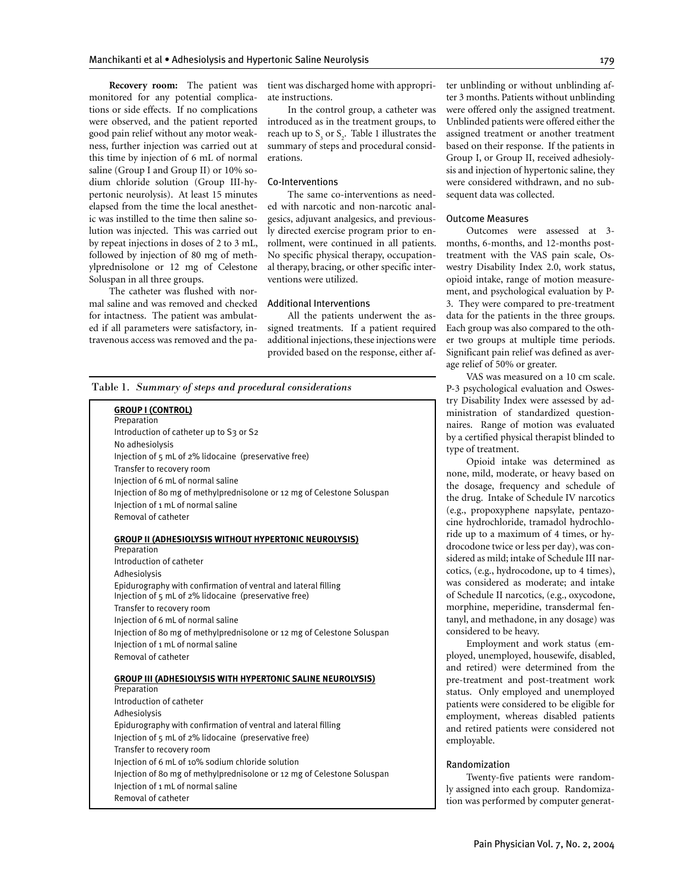**Recovery room:** The patient was monitored for any potential complications or side effects. If no complications were observed, and the patient reported good pain relief without any motor weakness, further injection was carried out at this time by injection of 6 mL of normal saline (Group I and Group II) or 10% sodium chloride solution (Group III-hypertonic neurolysis). At least 15 minutes elapsed from the time the local anesthetic was instilled to the time then saline solution was injected. This was carried out by repeat injections in doses of 2 to 3 mL, followed by injection of 80 mg of methylprednisolone or 12 mg of Celestone Soluspan in all three groups.

The catheter was flushed with normal saline and was removed and checked for intactness. The patient was ambulated if all parameters were satisfactory, intravenous access was removed and the patient was discharged home with appropriate instructions.

In the control group, a catheter was introduced as in the treatment groups, to reach up to $S_3$ or $S_2$. Table 1 illustrates the summary of steps and procedural considerations.

### Co-Interventions

The same co-interventions as needed with narcotic and non-narcotic analgesics, adjuvant analgesics, and previously directed exercise program prior to enrollment, were continued in all patients. No specific physical therapy, occupational therapy, bracing, or other specific interventions were utilized.

### Additional Interventions

All the patients underwent the assigned treatments. If a patient required additional injections, these injections were provided based on the response, either after unblinding or without unblinding after 3 months. Patients without unblinding were offered only the assigned treatment. Unblinded patients were offered either the assigned treatment or another treatment based on their response. If the patients in Group I, or Group II, received adhesiolysis and injection of hypertonic saline, they were considered withdrawn, and no subsequent data was collected.

### Outcome Measures

Outcomes were assessed at 3-months, 6-months, and 12-months post-treatment with the VAS pain scale, Oswestry Disability Index 2.0, work status, opioid intake, range of motion measurement, and psychological evaluation by P-3. They were compared to pre-treatment data for the patients in the three groups. Each group was also compared to the other two groups at multiple time periods. Significant pain relief was defined as average relief of 50% or greater.

VAS was measured on a 10 cm scale. P-3 psychological evaluation and Oswestry Disability Index were assessed by administration of standardized questionnaires. Range of motion was evaluated by a certified physical therapist blinded to type of treatment.

Opioid intake was determined as none, mild, moderate, or heavy based on the dosage, frequency and schedule of the drug. Intake of Schedule IV narcotics (e.g., propoxyphene napsylate, pentazocine hydrochloride, tramadol hydrochloride up to a maximum of 4 times, or hydrocodone twice or less per day), was considered as mild; intake of Schedule III narcotics, (e.g., hydrocodone, up to 4 times), was considered as moderate; and intake of Schedule II narcotics, (e.g., oxycodone, morphine, meperidine, transdermal fentanyl, and methadone, in any dosage) was considered to be heavy.

Employment and work status (employed, unemployed, housewife, disabled, and retired) were determined from the pre-treatment and post-treatment work status. Only employed and unemployed patients were considered to be eligible for employment, whereas disabled patients and retired patients were considered not employable.

### Randomization

Twenty-five patients were randomly assigned into each group. Randomization was performed by computer generat-

Table 1. *Summary of steps and procedural considerations*

| |
|---|
| **GROUP I (CONTROL)** |
| Preparation |
| Introduction of catheter up to S3 or S2 |
| No adhesiolysis |
| Injection of 5 mL of 2% lidocaine (preservative free) |
| Transfer to recovery room |
| Injection of 6 mL of normal saline |
| Injection of 80 mg of methylprednisolone or 12 mg of Celestone Soluspan |
| Injection of 1 mL of normal saline |
| Removal of catheter |
| **GROUP II (ADHESIOLYSIS WITHOUT HYPERTONIC NEUROLYSIS)** |
| Preparation |
| Introduction of catheter |
| Adhesiolysis |
| Epidurography with confirmation of ventral and lateral filling |
| Injection of 5 mL of 2% lidocaine (preservative free) |
| Transfer to recovery room |
| Injection of 6 mL of normal saline |
| Injection of 80 mg of methylprednisolone or 12 mg of Celestone Soluspan |
| Injection of 1 mL of normal saline |
| Removal of catheter |
| **GROUP III (ADHESIOLYSIS WITH HYPERTONIC SALINE NEUROLYSIS)** |
| Preparation |
| Introduction of catheter |
| Adhesiolysis |
| Epidurography with confirmation of ventral and lateral filling |
| Injection of 5 mL of 2% lidocaine (preservative free) |
| Transfer to recovery room |
| Injection of 6 mL of 10% sodium chloride solution |
| Injection of 80 mg of methylprednisolone or 12 mg of Celestone Soluspan |
| Injection of 1 mL of normal saline |
| Removal of catheter |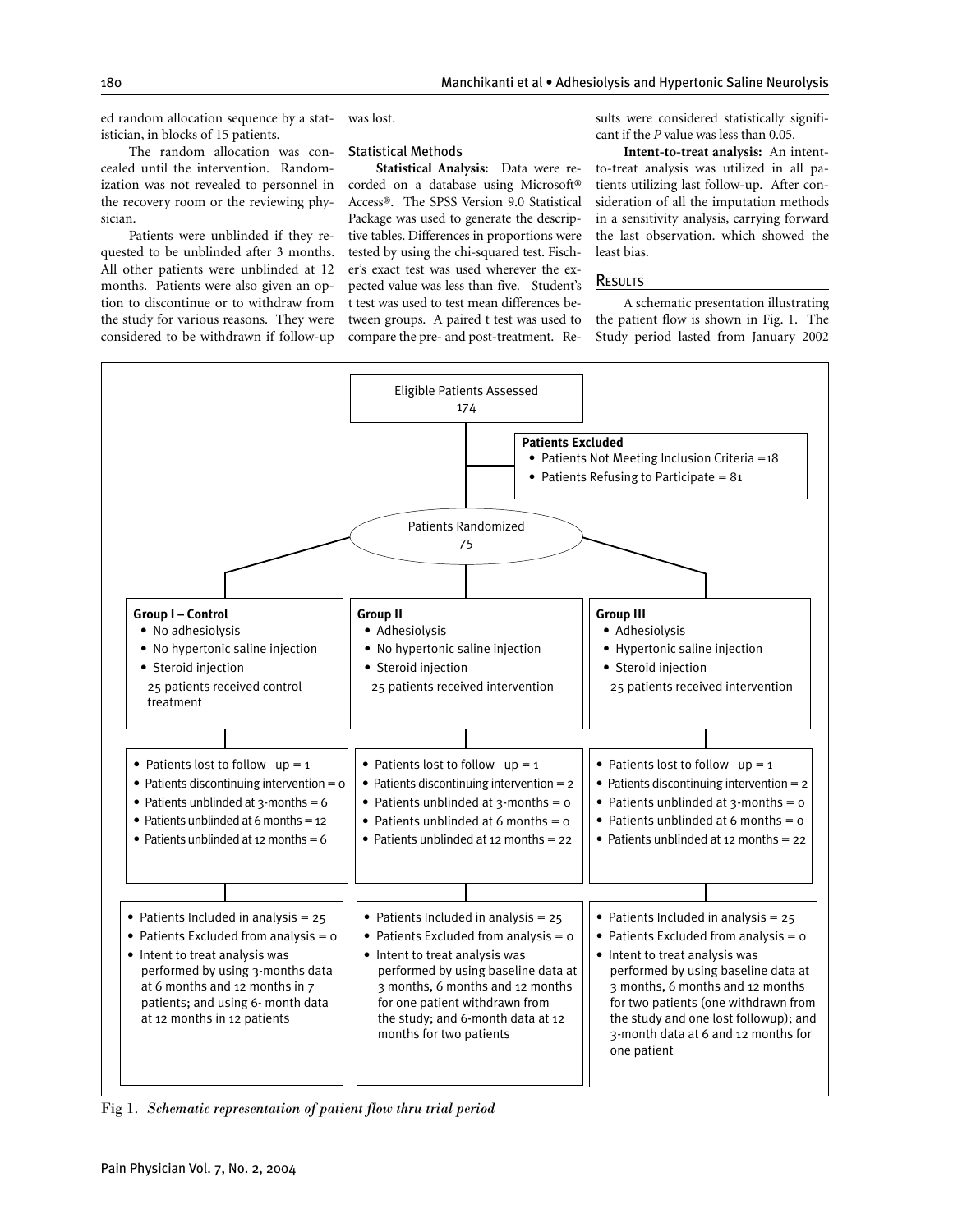ed random allocation sequence by a statistician, in blocks of 15 patients.

The random allocation was concealed until the intervention. Randomization was not revealed to personnel in the recovery room or the reviewing physician.

Patients were unblinded if they requested to be unblinded after 3 months. All other patients were unblinded at 12 months. Patients were also given an option to discontinue or to withdraw from the study for various reasons. They were considered to be withdrawn if follow-up was lost.

### Statistical Methods

**Statistical Analysis:** Data were recorded on a database using Microsoft® Access®. The SPSS Version 9.0 Statistical Package was used to generate the descriptive tables. Differences in proportions were tested by using the chi-squared test. Fischer's exact test was used wherever the expected value was less than five. Student's t test was used to test mean differences between groups. A paired t test was used to compare the pre- and post-treatment. Results were considered statistically significant if the *P* value was less than 0.05.

**Intent-to-treat analysis:** An intent-to-treat analysis was utilized in all patients utilizing last follow-up. After consideration of all the imputation methods in a sensitivity analysis, carrying forward the last observation. which showed the least bias.

## Results

A schematic presentation illustrating the patient flow is shown in Fig. 1. The Study period lasted from January 2002

Eligible Patients Assessed
174

**Patients Excluded**
- Patients Not Meeting Inclusion Criteria =18
- Patients Refusing to Participate = 81

Patients Randomized
75

**Group I – Control**
- No adhesiolysis
- No hypertonic saline injection
- Steroid injection

25 patients received control treatment

- Patients lost to follow –up = 1
- Patients discontinuing intervention = 0
- Patients unblinded at 3-months = 6
- Patients unblinded at 6 months = 12
- Patients unblinded at 12 months = 6

- Patients Included in analysis = 25
- Patients Excluded from analysis = 0
- Intent to treat analysis was performed by using 3-months data at 6 months and 12 months in 7 patients; and using 6- month data at 12 months in 12 patients

**Group II**
- Adhesiolysis
- No hypertonic saline injection
- Steroid injection

25 patients received intervention

- Patients lost to follow –up = 1
- Patients discontinuing intervention = 2
- Patients unblinded at 3-months = 0
- Patients unblinded at 6 months = 0
- Patients unblinded at 12 months = 22

- Patients Included in analysis = 25
- Patients Excluded from analysis = 0
- Intent to treat analysis was performed by using baseline data at 3 months, 6 months and 12 months for one patient withdrawn from the study; and 6-month data at 12 months for two patients

**Group III**
- Adhesiolysis
- Hypertonic saline injection
- Steroid injection

25 patients received intervention

- Patients lost to follow –up = 1
- Patients discontinuing intervention = 2
- Patients unblinded at 3-months = 0
- Patients unblinded at 6 months = 0
- Patients unblinded at 12 months = 22

- Patients Included in analysis = 25
- Patients Excluded from analysis = 0
- Intent to treat analysis was performed by using baseline data at 3 months, 6 months and 12 months for two patients (one withdrawn from the study and one lost followup); and 3-month data at 6 and 12 months for one patient

Fig 1. *Schematic representation of patient flow thru trial period*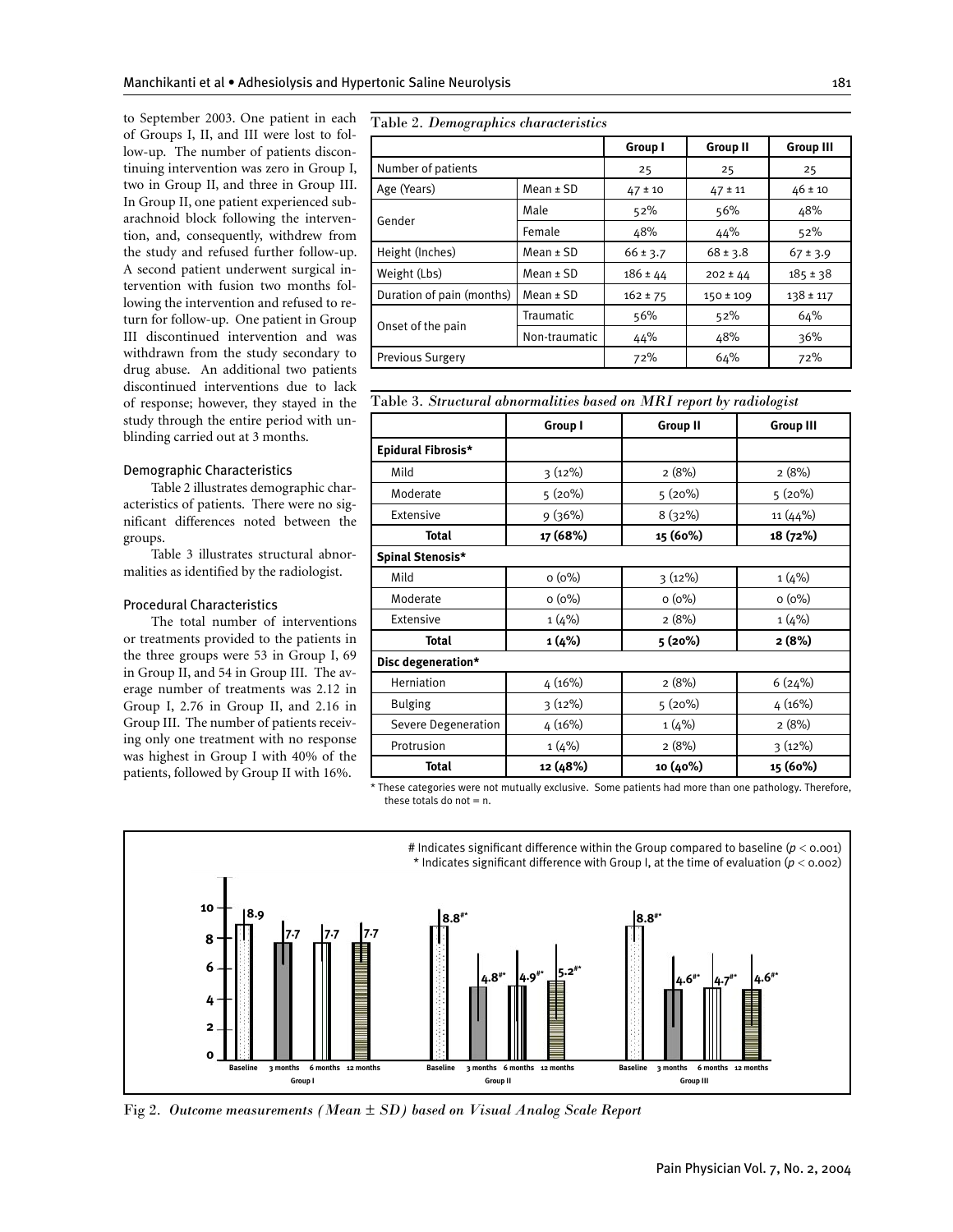to September 2003. One patient in each of Groups I, II, and III were lost to follow-up. The number of patients discontinuing intervention was zero in Group I, two in Group II, and three in Group III. In Group II, one patient experienced subarachnoid block following the intervention, and, consequently, withdrew from the study and refused further follow-up. A second patient underwent surgical intervention with fusion two months following the intervention and refused to return for follow-up. One patient in Group III discontinued intervention and was withdrawn from the study secondary to drug abuse. An additional two patients discontinued interventions due to lack of response; however, they stayed in the study through the entire period with unblinding carried out at 3 months.

### Demographic Characteristics

Table 2 illustrates demographic characteristics of patients. There were no significant differences noted between the groups.

Table 3 illustrates structural abnormalities as identified by the radiologist.

### Procedural Characteristics

The total number of interventions or treatments provided to the patients in the three groups were 53 in Group I, 69 in Group II, and 54 in Group III. The average number of treatments was 2.12 in Group I, 2.76 in Group II, and 2.16 in Group III. The number of patients receiving only one treatment with no response was highest in Group I with 40% of the patients, followed by Group II with 16%.

Table 2. *Demographics characteristics*

| | | Group I | Group II | Group III |
|---|---|---|---|---|
| Number of patients | | 25 | 25 | 25 |
| Age (Years) | Mean ± SD | 47 ± 10 | 47 ± 11 | 46 ± 10 |
| Gender | Male | 52% | 56% | 48% |
| | Female | 48% | 44% | 52% |
| Height (Inches) | Mean ± SD | 66 ± 3.7 | 68 ± 3.8 | 67 ± 3.9 |
| Weight (Lbs) | Mean ± SD | 186 ± 44 | 202 ± 44 | 185 ± 38 |
| Duration of pain (months) | Mean ± SD | 162 ± 75 | 150 ± 109 | 138 ± 117 |
| Onset of the pain | Traumatic | 56% | 52% | 64% |
| | Non-traumatic | 44% | 48% | 36% |
| Previous Surgery | | 72% | 64% | 72% |

Table 3. *Structural abnormalities based on MRI report by radiologist*

| | Group I | Group II | Group III |
|---|---|---|---|
| **Epidural Fibrosis*** | | | |
| Mild | 3 (12%) | 2 (8%) | 2 (8%) |
| Moderate | 5 (20%) | 5 (20%) | 5 (20%) |
| Extensive | 9 (36%) | 8 (32%) | 11 (44%) |
| **Total** | **17 (68%)** | **15 (60%)** | **18 (72%)** |
| **Spinal Stenosis*** | | | |
| Mild | 0 (0%) | 3 (12%) | 1 (4%) |
| Moderate | 0 (0%) | 0 (0%) | 0 (0%) |
| Extensive | 1 (4%) | 2 (8%) | 1 (4%) |
| **Total** | **1 (4%)** | **5 (20%)** | **2 (8%)** |
| **Disc degeneration*** | | | |
| Herniation | 4 (16%) | 2 (8%) | 6 (24%) |
| Bulging | 3 (12%) | 5 (20%) | 4 (16%) |
| Severe Degeneration | 4 (16%) | 1 (4%) | 2 (8%) |
| Protrusion | 1 (4%) | 2 (8%) | 3 (12%) |
| **Total** | **12 (48%)** | **10 (40%)** | **15 (60%)** |

\* These categories were not mutually exclusive. Some patients had more than one pathology. Therefore, these totals do not = n.

# Indicates significant difference within the Group compared to baseline ($p < 0.001$)
\* Indicates significant difference with Group I, at the time of evaluation ($p < 0.002$)

| | Baseline | 3 months | 6 months | 12 months |
|---|---|---|---|---|
| Group I | 8.9 | 7.7 | 7.7 | 7.7 |
| Group II | 8.8#* | 4.8#* | 4.9#* | 5.2#* |
| Group III | 8.8#* | 4.6#* | 4.7#* | 4.6#* |

Fig 2. *Outcome measurements (Mean ± SD) based on Visual Analog Scale Report*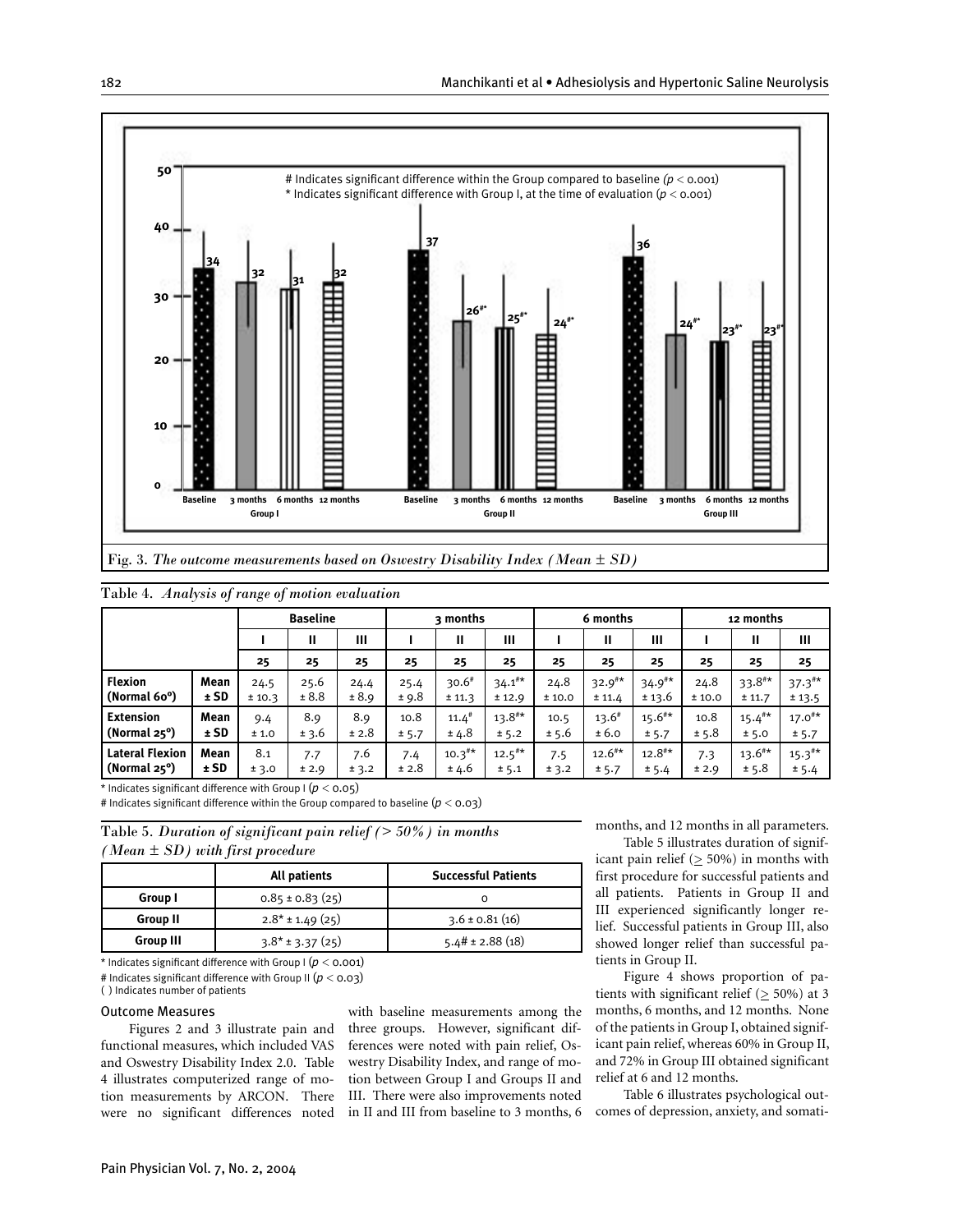Fig. 3. *The outcome measurements based on Oswestry Disability Index (Mean ± SD)*

Table 4. *Analysis of range of motion evaluation*

| | | Baseline | | | 3 months | | | 6 months | | | 12 months | | |
|---|---|---|---|---|---|---|---|---|---|---|---|---|---|
| | | I | II | III | I | II | III | I | II | III | I | II | III |
| | | 25 | 25 | 25 | 25 | 25 | 25 | 25 | 25 | 25 | 25 | 25 | 25 |
| Flexion (Normal 60°) | Mean ± SD | 24.5 ± 10.3 | 25.6 ± 8.8 | 24.4 ± 8.9 | 25.4 ± 9.8 | 30.6# ± 11.3 | 34.1#* ± 12.9 | 24.8 ± 10.0 | 32.9#* ± 11.4 | 34.9#* ± 13.6 | 24.8 ± 10.0 | 33.8#* ± 11.7 | 37.3#* ± 13.5 |
| Extension (Normal 25°) | Mean ± SD | 9.4 ± 1.0 | 8.9 ± 3.6 | 8.9 ± 2.8 | 10.8 ± 5.7 | 11.4# ± 4.8 | 13.8#* ± 5.2 | 10.5 ± 5.6 | 13.6# ± 6.0 | 15.6#* ± 5.7 | 10.8 ± 5.8 | 15.4#* ± 5.0 | 17.0#* ± 5.7 |
| Lateral Flexion (Normal 25°) | Mean ± SD | 8.1 ± 3.0 | 7.7 ± 2.9 | 7.6 ± 3.2 | 7.4 ± 2.8 | 10.3#* ± 4.6 | 12.5#* ± 5.1 | 7.5 ± 3.2 | 12.6#* ± 5.7 | 12.8#* ± 5.4 | 7.3 ± 2.9 | 13.6#* ± 5.8 | 15.3#* ± 5.4 |

* Indicates significant difference with Group I ($p < 0.05$)

# Indicates significant difference within the Group compared to baseline ($p < 0.03$)

Table 5. *Duration of significant pain relief (> 50%) in months (Mean ± SD) with first procedure*

| | All patients | Successful Patients |
|---|---|---|
| Group I | 0.85 ± 0.83 (25) | 0 |
| Group II | 2.8* ± 1.49 (25) | 3.6 ± 0.81 (16) |
| Group III | 3.8* ± 3.37 (25) | 5.4# ± 2.88 (18) |

* Indicates significant difference with Group I ($p < 0.001$)

# Indicates significant difference with Group II ($p < 0.03$)

( ) Indicates number of patients

### Outcome Measures

Figures 2 and 3 illustrate pain and functional measures, which included VAS and Oswestry Disability Index 2.0. Table 4 illustrates computerized range of motion measurements by ARCON. There were no significant differences noted with baseline measurements among the three groups. However, significant differences were noted with pain relief, Oswestry Disability Index, and range of motion between Group I and Groups II and III. There were also improvements noted in II and III from baseline to 3 months, 6 months, and 12 months in all parameters.

Table 5 illustrates duration of significant pain relief (≥ 50%) in months with first procedure for successful patients and all patients. Patients in Group II and III experienced significantly longer relief. Successful patients in Group III, also showed longer relief than successful patients in Group II.

Figure 4 shows proportion of patients with significant relief (≥ 50%) at 3 months, 6 months, and 12 months. None of the patients in Group I, obtained significant pain relief, whereas 60% in Group II, and 72% in Group III obtained significant relief at 6 and 12 months.

Table 6 illustrates psychological outcomes of depression, anxiety, and somati-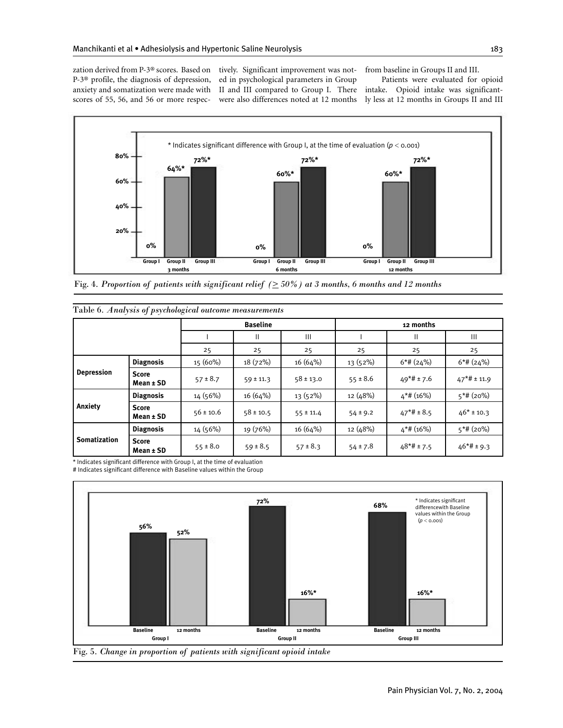zation derived from P-3® scores. Based on P-3® profile, the diagnosis of depression, anxiety and somatization were made with scores of 55, 56, and 56 or more respectively. Significant improvement was noted in psychological parameters in Group II and III compared to Group I. There were also differences noted at 12 months from baseline in Groups II and III.

Patients were evaluated for opioid intake. Opioid intake was significantly less at 12 months in Groups II and III

Fig. 4. *Proportion of patients with significant relief (≥ 50%) at 3 months, 6 months and 12 months*

Table 6. *Analysis of psychological outcome measurements*

| | | Baseline | | | 12 months | | |
|---|---|---|---|---|---|---|---|
| | | I | II | III | I | II | III |
| | | 25 | 25 | 25 | 25 | 25 | 25 |
| **Depression** | **Diagnosis** | 15 (60%) | 18 (72%) | 16 (64%) | 13 (52%) | 6*# (24%) | 6*# (24%) |
| | **Score Mean ± SD** | 57 ± 8.7 | 59 ± 11.3 | 58 ± 13.0 | 55 ± 8.6 | 49*# ± 7.6 | 47*# ± 11.9 |
| **Anxiety** | **Diagnosis** | 14 (56%) | 16 (64%) | 13 (52%) | 12 (48%) | 4*# (16%) | 5*# (20%) |
| | **Score Mean ± SD** | 56 ± 10.6 | 58 ± 10.5 | 55 ± 11.4 | 54 ± 9.2 | 47*# ± 8.5 | 46* ± 10.3 |
| **Somatization** | **Diagnosis** | 14 (56%) | 19 (76%) | 16 (64%) | 12 (48%) | 4*# (16%) | 5*# (20%) |
| | **Score Mean ± SD** | 55 ± 8.0 | 59 ± 8.5 | 57 ± 8.3 | 54 ± 7.8 | 48*# ± 7.5 | 46*# ± 9.3 |

\* Indicates significant difference with Group I, at the time of evaluation
\# Indicates significant difference with Baseline values within the Group

Fig. 5. *Change in proportion of patients with significant opioid intake*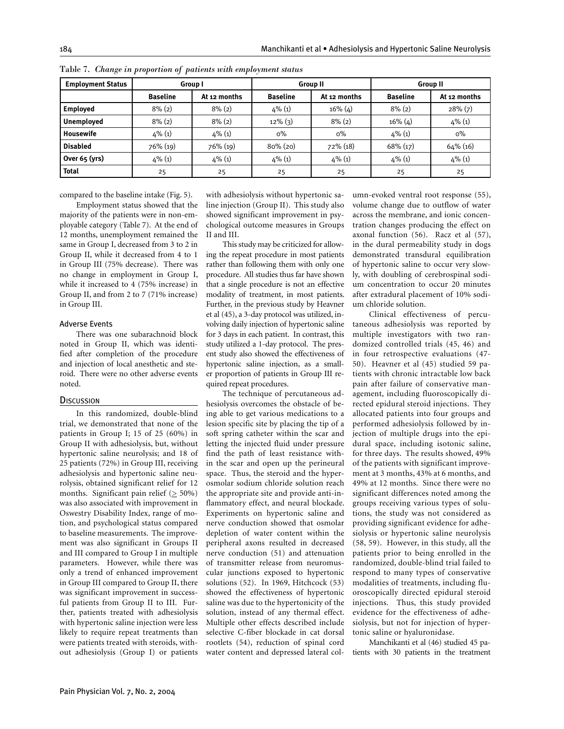Table 7. *Change in proportion of patients with employment status*

| Employment Status | Group I | | Group II | | Group II | |
|---|---|---|---|---|---|---|
| | Baseline | At 12 months | Baseline | At 12 months | Baseline | At 12 months |
| **Employed** | 8% (2) | 8% (2) | 4% (1) | 16% (4) | 8% (2) | 28% (7) |
| **Unemployed** | 8% (2) | 8% (2) | 12% (3) | 8% (2) | 16% (4) | 4% (1) |
| **Housewife** | 4% (1) | 4% (1) | 0% | 0% | 4% (1) | 0% |
| **Disabled** | 76% (19) | 76% (19) | 80% (20) | 72% (18) | 68% (17) | 64% (16) |
| **Over 65 (yrs)** | 4% (1) | 4% (1) | 4% (1) | 4% (1) | 4% (1) | 4% (1) |
| **Total** | 25 | 25 | 25 | 25 | 25 | 25 |

compared to the baseline intake (Fig. 5).

Employment status showed that the majority of the patients were in non-employable category (Table 7). At the end of 12 months, unemployment remained the same in Group I, decreased from 3 to 2 in Group II, while it decreased from 4 to 1 in Group III (75% decrease). There was no change in employment in Group I, while it increased to 4 (75% increase) in Group II, and from 2 to 7 (71% increase) in Group III.

### Adverse Events

There was one subarachnoid block noted in Group II, which was identified after completion of the procedure and injection of local anesthetic and steroid. There were no other adverse events noted.

## Discussion

In this randomized, double-blind trial, we demonstrated that none of the patients in Group I; 15 of 25 (60%) in Group II with adhesiolysis, but, without hypertonic saline neurolysis; and 18 of 25 patients (72%) in Group III, receiving adhesiolysis and hypertonic saline neurolysis, obtained significant relief for 12 months. Significant pain relief (≥ 50%) was also associated with improvement in Oswestry Disability Index, range of motion, and psychological status compared to baseline measurements. The improvement was also significant in Groups II and III compared to Group I in multiple parameters. However, while there was only a trend of enhanced improvement in Group III compared to Group II, there was significant improvement in successful patients from Group II to III. Further, patients treated with adhesiolysis with hypertonic saline injection were less likely to require repeat treatments than were patients treated with steroids, without adhesiolysis (Group I) or patients with adhesiolysis without hypertonic saline injection (Group II). This study also showed significant improvement in psychological outcome measures in Groups II and III.

This study may be criticized for allowing the repeat procedure in most patients rather than following them with only one procedure. All studies thus far have shown that a single procedure is not an effective modality of treatment, in most patients. Further, in the previous study by Heavner et al (45), a 3-day protocol was utilized, involving daily injection of hypertonic saline for 3 days in each patient. In contrast, this study utilized a 1-day protocol. The present study also showed the effectiveness of hypertonic saline injection, as a smaller proportion of patients in Group III required repeat procedures.

The technique of percutaneous adhesiolysis overcomes the obstacle of being able to get various medications to a lesion specific site by placing the tip of a soft spring catheter within the scar and letting the injected fluid under pressure find the path of least resistance within the scar and open up the perineural space. Thus, the steroid and the hyperosmolar sodium chloride solution reach the appropriate site and provide anti-inflammatory effect, and neural blockade. Experiments on hypertonic saline and nerve conduction showed that osmolar depletion of water content within the peripheral axons resulted in decreased nerve conduction (51) and attenuation of transmitter release from neuromuscular junctions exposed to hypertonic solutions (52). In 1969, Hitchcock (53) showed the effectiveness of hypertonic saline was due to the hypertonicity of the solution, instead of any thermal effect. Multiple other effects described include selective C-fiber blockade in cat dorsal rootlets (54), reduction of spinal cord water content and depressed lateral column-evoked ventral root response (55), volume change due to outflow of water across the membrane, and ionic concentration changes producing the effect on axonal function (56). Racz et al (57), in the dural permeability study in dogs demonstrated transdural equilibration of hypertonic saline to occur very slowly, with doubling of cerebrospinal sodium concentration to occur 20 minutes after extradural placement of 10% sodium chloride solution.

Clinical effectiveness of percutaneous adhesiolysis was reported by multiple investigators with two randomized controlled trials (45, 46) and in four retrospective evaluations (47-50). Heavner et al (45) studied 59 patients with chronic intractable low back pain after failure of conservative management, including fluoroscopically directed epidural steroid injections. They allocated patients into four groups and performed adhesiolysis followed by injection of multiple drugs into the epidural space, including isotonic saline, for three days. The results showed, 49% of the patients with significant improvement at 3 months, 43% at 6 months, and 49% at 12 months. Since there were no significant differences noted among the groups receiving various types of solutions, the study was not considered as providing significant evidence for adhesiolysis or hypertonic saline neurolysis (58, 59). However, in this study, all the patients prior to being enrolled in the randomized, double-blind trial failed to respond to many types of conservative modalities of treatments, including fluoroscopically directed epidural steroid injections. Thus, this study provided evidence for the effectiveness of adhesiolysis, but not for injection of hypertonic saline or hyaluronidase.

Manchikanti et al (46) studied 45 patients with 30 patients in the treatment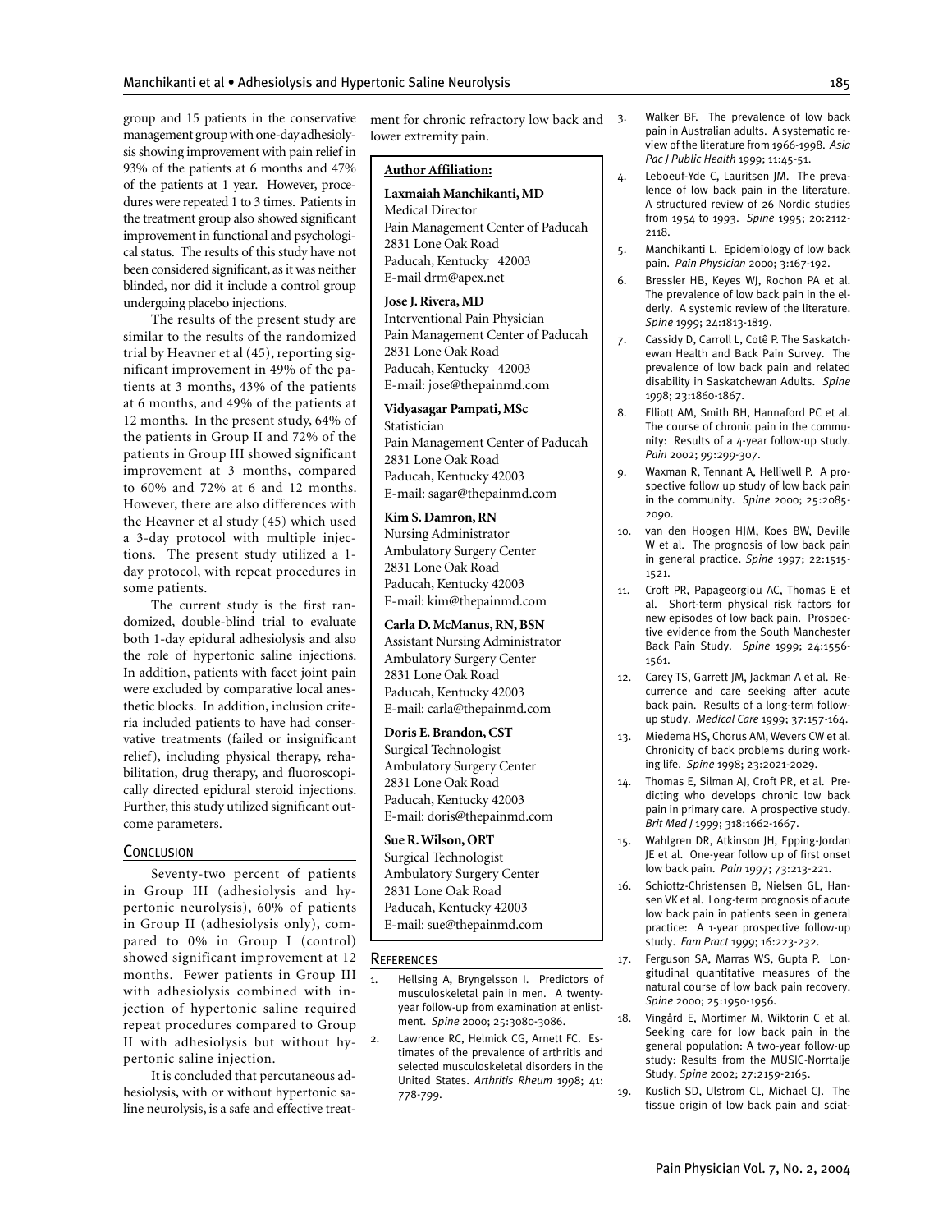group and 15 patients in the conservative management group with one-day adhesiolysis showing improvement with pain relief in 93% of the patients at 6 months and 47% of the patients at 1 year. However, procedures were repeated 1 to 3 times. Patients in the treatment group also showed significant improvement in functional and psychological status. The results of this study have not been considered significant, as it was neither blinded, nor did it include a control group undergoing placebo injections.

The results of the present study are similar to the results of the randomized trial by Heavner et al (45), reporting significant improvement in 49% of the patients at 3 months, 43% of the patients at 6 months, and 49% of the patients at 12 months. In the present study, 64% of the patients in Group II and 72% of the patients in Group III showed significant improvement at 3 months, compared to 60% and 72% at 6 and 12 months. However, there are also differences with the Heavner et al study (45) which used a 3-day protocol with multiple injections. The present study utilized a 1-day protocol, with repeat procedures in some patients.

The current study is the first randomized, double-blind trial to evaluate both 1-day epidural adhesiolysis and also the role of hypertonic saline injections. In addition, patients with facet joint pain were excluded by comparative local anesthetic blocks. In addition, inclusion criteria included patients to have had conservative treatments (failed or insignificant relief), including physical therapy, rehabilitation, drug therapy, and fluoroscopically directed epidural steroid injections. Further, this study utilized significant outcome parameters.

## Conclusion

Seventy-two percent of patients in Group III (adhesiolysis and hypertonic neurolysis), 60% of patients in Group II (adhesiolysis only), compared to 0% in Group I (control) showed significant improvement at 12 months. Fewer patients in Group III with adhesiolysis combined with injection of hypertonic saline required repeat procedures compared to Group II with adhesiolysis but without hypertonic saline injection.

It is concluded that percutaneous adhesiolysis, with or without hypertonic saline neurolysis, is a safe and effective treatment for chronic refractory low back and lower extremity pain.

**Author Affiliation:**

**Laxmaiah Manchikanti, MD**
Medical Director
Pain Management Center of Paducah
2831 Lone Oak Road
Paducah, Kentucky 42003
E-mail drm@apex.net

**Jose J. Rivera, MD**
Interventional Pain Physician
Pain Management Center of Paducah
2831 Lone Oak Road
Paducah, Kentucky 42003
E-mail: jose@thepainmd.com

**Vidyasagar Pampati, MSc**
Statistician
Pain Management Center of Paducah
2831 Lone Oak Road
Paducah, Kentucky 42003
E-mail: sagar@thepainmd.com

**Kim S. Damron, RN**
Nursing Administrator
Ambulatory Surgery Center
2831 Lone Oak Road
Paducah, Kentucky 42003
E-mail: kim@thepainmd.com

**Carla D. McManus, RN, BSN**
Assistant Nursing Administrator
Ambulatory Surgery Center
2831 Lone Oak Road
Paducah, Kentucky 42003
E-mail: carla@thepainmd.com

**Doris E. Brandon, CST**
Surgical Technologist
Ambulatory Surgery Center
2831 Lone Oak Road
Paducah, Kentucky 42003
E-mail: doris@thepainmd.com

**Sue R. Wilson, ORT**
Surgical Technologist
Ambulatory Surgery Center
2831 Lone Oak Road
Paducah, Kentucky 42003
E-mail: sue@thepainmd.com

## References

1. Hellsing A, Bryngelsson I. Predictors of musculoskeletal pain in men. A twenty-year follow-up from examination at enlistment. *Spine* 2000; 25:3080-3086.
2. Lawrence RC, Helmick CG, Arnett FC. Estimates of the prevalence of arthritis and selected musculoskeletal disorders in the United States. *Arthritis Rheum* 1998; 41: 778-799.
3. Walker BF. The prevalence of low back pain in Australian adults. A systematic review of the literature from 1966-1998. *Asia Pac J Public Health* 1999; 11:45-51.
4. Leboeuf-Yde C, Lauritsen JM. The prevalence of low back pain in the literature. A structured review of 26 Nordic studies from 1954 to 1993. *Spine* 1995; 20:2112-2118.
5. Manchikanti L. Epidemiology of low back pain. *Pain Physician* 2000; 3:167-192.
6. Bressler HB, Keyes WJ, Rochon PA et al. The prevalence of low back pain in the elderly. A systemic review of the literature. *Spine* 1999; 24:1813-1819.
7. Cassidy D, Carroll L, Cotê P. The Saskatchewan Health and Back Pain Survey. The prevalence of low back pain and related disability in Saskatchewan Adults. *Spine* 1998; 23:1860-1867.
8. Elliott AM, Smith BH, Hannaford PC et al. The course of chronic pain in the community: Results of a 4-year follow-up study. *Pain* 2002; 99:299-307.
9. Waxman R, Tennant A, Helliwell P. A prospective follow up study of low back pain in the community. *Spine* 2000; 25:2085-2090.
10. van den Hoogen HJM, Koes BW, Deville W et al. The prognosis of low back pain in general practice. *Spine* 1997; 22:1515-1521.
11. Croft PR, Papageorgiou AC, Thomas E et al. Short-term physical risk factors for new episodes of low back pain. Prospective evidence from the South Manchester Back Pain Study. *Spine* 1999; 24:1556-1561.
12. Carey TS, Garrett JM, Jackman A et al. Recurrence and care seeking after acute back pain. Results of a long-term follow-up study. *Medical Care* 1999; 37:157-164.
13. Miedema HS, Chorus AM, Wevers CW et al. Chronicity of back problems during working life. *Spine* 1998; 23:2021-2029.
14. Thomas E, Silman AJ, Croft PR, et al. Predicting who develops chronic low back pain in primary care. A prospective study. *Brit Med J* 1999; 318:1662-1667.
15. Wahlgren DR, Atkinson JH, Epping-Jordan JE et al. One-year follow up of first onset low back pain. *Pain* 1997; 73:213-221.
16. Schiottz-Christensen B, Nielsen GL, Hansen VK et al. Long-term prognosis of acute low back pain in patients seen in general practice: A 1-year prospective follow-up study. *Fam Pract* 1999; 16:223-232.
17. Ferguson SA, Marras WS, Gupta P. Longitudinal quantitative measures of the natural course of low back pain recovery. *Spine* 2000; 25:1950-1956.
18. Vingård E, Mortimer M, Wiktorin C et al. Seeking care for low back pain in the general population: A two-year follow-up study: Results from the MUSIC-Norrtalje Study. *Spine* 2002; 27:2159-2165.
19. Kuslich SD, Ulstrom CL, Michael CJ. The tissue origin of low back pain and sciat-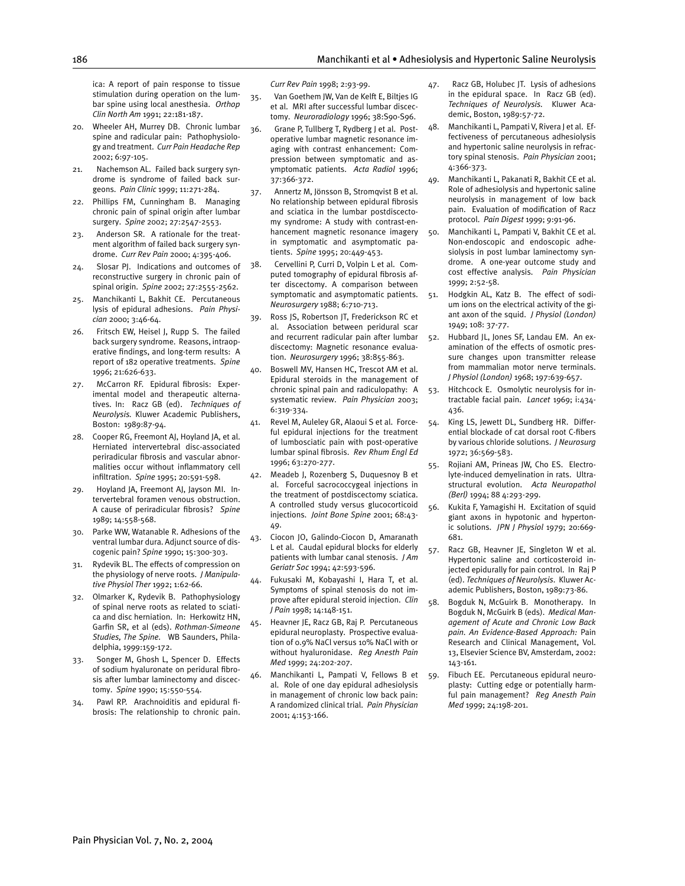ica: A report of pain response to tissue stimulation during operation on the lumbar spine using local anesthesia. *Orthop Clin North Am* 1991; 22:181-187.

20. Wheeler AH, Murrey DB. Chronic lumbar spine and radicular pain: Pathophysiology and treatment. *Curr Pain Headache Rep* 2002; 6:97-105.
21. Nachemson AL. Failed back surgery syndrome is syndrome of failed back surgeons. *Pain Clinic* 1999; 11:271-284.
22. Phillips FM, Cunningham B. Managing chronic pain of spinal origin after lumbar surgery. *Spine* 2002; 27:2547-2553.
23. Anderson SR. A rationale for the treatment algorithm of failed back surgery syndrome. *Curr Rev Pain* 2000; 4:395-406.
24. Slosar PJ. Indications and outcomes of reconstructive surgery in chronic pain of spinal origin. *Spine* 2002; 27:2555-2562.
25. Manchikanti L, Bakhit CE. Percutaneous lysis of epidural adhesions. *Pain Physician* 2000; 3:46-64.
26. Fritsch EW, Heisel J, Rupp S. The failed back surgery syndrome. Reasons, intraoperative findings, and long-term results: A report of 182 operative treatments. *Spine* 1996; 21:626-633.
27. McCarron RF. Epidural fibrosis: Experimental model and therapeutic alternatives. In: Racz GB (ed). *Techniques of Neurolysis*. Kluwer Academic Publishers, Boston: 1989:87-94.
28. Cooper RG, Freemont AJ, Hoyland JA, et al. Herniated intervertebral disc-associated periradicular fibrosis and vascular abnormalities occur without inflammatory cell infiltration. *Spine* 1995; 20:591-598.
29. Hoyland JA, Freemont AJ, Jayson MI. Intervertebral foramen venous obstruction. A cause of periradicular fibrosis? *Spine* 1989; 14:558-568.
30. Parke WW, Watanabe R. Adhesions of the ventral lumbar dura. Adjunct source of discogenic pain? *Spine* 1990; 15:300-303.
31. Rydevik BL. The effects of compression on the physiology of nerve roots. *J Manipulative Physiol Ther* 1992; 1:62-66.
32. Olmarker K, Rydevik B. Pathophysiology of spinal nerve roots as related to sciatica and disc herniation. In: Herkowitz HN, Garfin SR, et al (eds). *Rothman-Simeone Studies, The Spine*. WB Saunders, Philadelphia, 1999:159-172.
33. Songer M, Ghosh L, Spencer D. Effects of sodium hyaluronate on peridural fibrosis after lumbar laminectomy and discectomy. *Spine* 1990; 15:550-554.
34. Pawl RP. Arachnoiditis and epidural fibrosis: The relationship to chronic pain. *Curr Rev Pain* 1998; 2:93-99.
35. Van Goethem JW, Van de Kelft E, Biltjes IG et al. MRI after successful lumbar discectomy. *Neuroradiology* 1996; 38:S90-S96.
36. Grane P, Tullberg T, Rydberg J et al. Postoperative lumbar magnetic resonance imaging with contrast enhancement: Compression between symptomatic and asymptomatic patients. *Acta Radiol* 1996; 37:366-372.
37. Annertz M, Jönsson B, Stromqvist B et al. No relationship between epidural fibrosis and sciatica in the lumbar postdiscectomy syndrome: A study with contrast-enhancement magnetic resonance imagery in symptomatic and asymptomatic patients. *Spine* 1995; 20:449-453.
38. Cervellini P, Curri D, Volpin L et al. Computed tomography of epidural fibrosis after discectomy. A comparison between symptomatic and asymptomatic patients. *Neurosurgery* 1988; 6:710-713.
39. Ross JS, Robertson JT, Frederickson RC et al. Association between peridural scar and recurrent radicular pain after lumbar discectomy: Magnetic resonance evaluation. *Neurosurgery* 1996; 38:855-863.
40. Boswell MV, Hansen HC, Trescot AM et al. Epidural steroids in the management of chronic spinal pain and radiculopathy: A systematic review. *Pain Physician* 2003; 6:319-334.
41. Revel M, Auleley GR, Alaoui S et al. Forceful epidural injections for the treatment of lumbosciatic pain with post-operative lumbar spinal fibrosis. *Rev Rhum Engl Ed* 1996; 63:270-277.
42. Meadeb J, Rozenberg S, Duquesnoy B et al. Forceful sacrococcygeal injections in the treatment of postdiscectomy sciatica. A controlled study versus glucocorticoid injections. *Joint Bone Spine* 2001; 68:43-49.
43. Ciocon JO, Galindo-Ciocon D, Amaranath L et al. Caudal epidural blocks for elderly patients with lumbar canal stenosis. *J Am Geriatr Soc* 1994; 42:593-596.
44. Fukusaki M, Kobayashi I, Hara T, et al. Symptoms of spinal stenosis do not improve after epidural steroid injection. *Clin J Pain* 1998; 14:148-151.
45. Heavner JE, Racz GB, Raj P. Percutaneous epidural neuroplasty. Prospective evaluation of 0.9% NaCl versus 10% NaCl with or without hyaluronidase. *Reg Anesth Pain Med* 1999; 24:202-207.
46. Manchikanti L, Pampati V, Fellows B et al. Role of one day epidural adhesiolysis in management of chronic low back pain: A randomized clinical trial. *Pain Physician* 2001; 4:153-166.
47. Racz GB, Holubec JT. Lysis of adhesions in the epidural space. In Racz GB (ed). *Techniques of Neurolysis*. Kluwer Academic, Boston, 1989:57-72.
48. Manchikanti L, Pampati V, Rivera J et al. Effectiveness of percutaneous adhesiolysis and hypertonic saline neurolysis in refractory spinal stenosis. *Pain Physician* 2001; 4:366-373.
49. Manchikanti L, Pakanati R, Bakhit CE et al. Role of adhesiolysis and hypertonic saline neurolysis in management of low back pain. Evaluation of modification of Racz protocol. *Pain Digest* 1999; 9:91-96.
50. Manchikanti L, Pampati V, Bakhit CE et al. Non-endoscopic and endoscopic adhesiolysis in post lumbar laminectomy syndrome. A one-year outcome study and cost effective analysis. *Pain Physician* 1999; 2:52-58.
51. Hodgkin AL, Katz B. The effect of sodium ions on the electrical activity of the giant axon of the squid. *J Physiol (London)* 1949; 108: 37-77.
52. Hubbard JL, Jones SF, Landau EM. An examination of the effects of osmotic pressure changes upon transmitter release from mammalian motor nerve terminals. *J Physiol (London)* 1968; 197:639-657.
53. Hitchcock E. Osmolytic neurolysis for intractable facial pain. *Lancet* 1969; i:434-436.
54. King LS, Jewett DL, Sundberg HR. Differential blockade of cat dorsal root C-fibers by various chloride solutions. *J Neurosurg* 1972; 36:569-583.
55. Rojiani AM, Prineas JW, Cho ES. Electrolyte-induced demyelination in rats. Ultrastructural evolution. *Acta Neuropathol (Berl)* 1994; 88 4:293-299.
56. Kukita F, Yamagishi H. Excitation of squid giant axons in hypotonic and hypertonic solutions. *JPN J Physiol* 1979; 20:669-681.
57. Racz GB, Heavner JE, Singleton W et al. Hypertonic saline and corticosteroid injected epidurally for pain control. In Raj P (ed). *Techniques of Neurolysis*. Kluwer Academic Publishers, Boston, 1989:73-86.
58. Bogduk N, McGuirk B. Monotherapy. In Bogduk N, McGuirk B (eds). *Medical Management of Acute and Chronic Low Back pain. An Evidence-Based Approach:* Pain Research and Clinical Management, Vol. 13, Elsevier Science BV, Amsterdam, 2002: 143-161.
59. Fibuch EE. Percutaneous epidural neuroplasty: Cutting edge or potentially harmful pain management? *Reg Anesth Pain Med* 1999; 24:198-201.